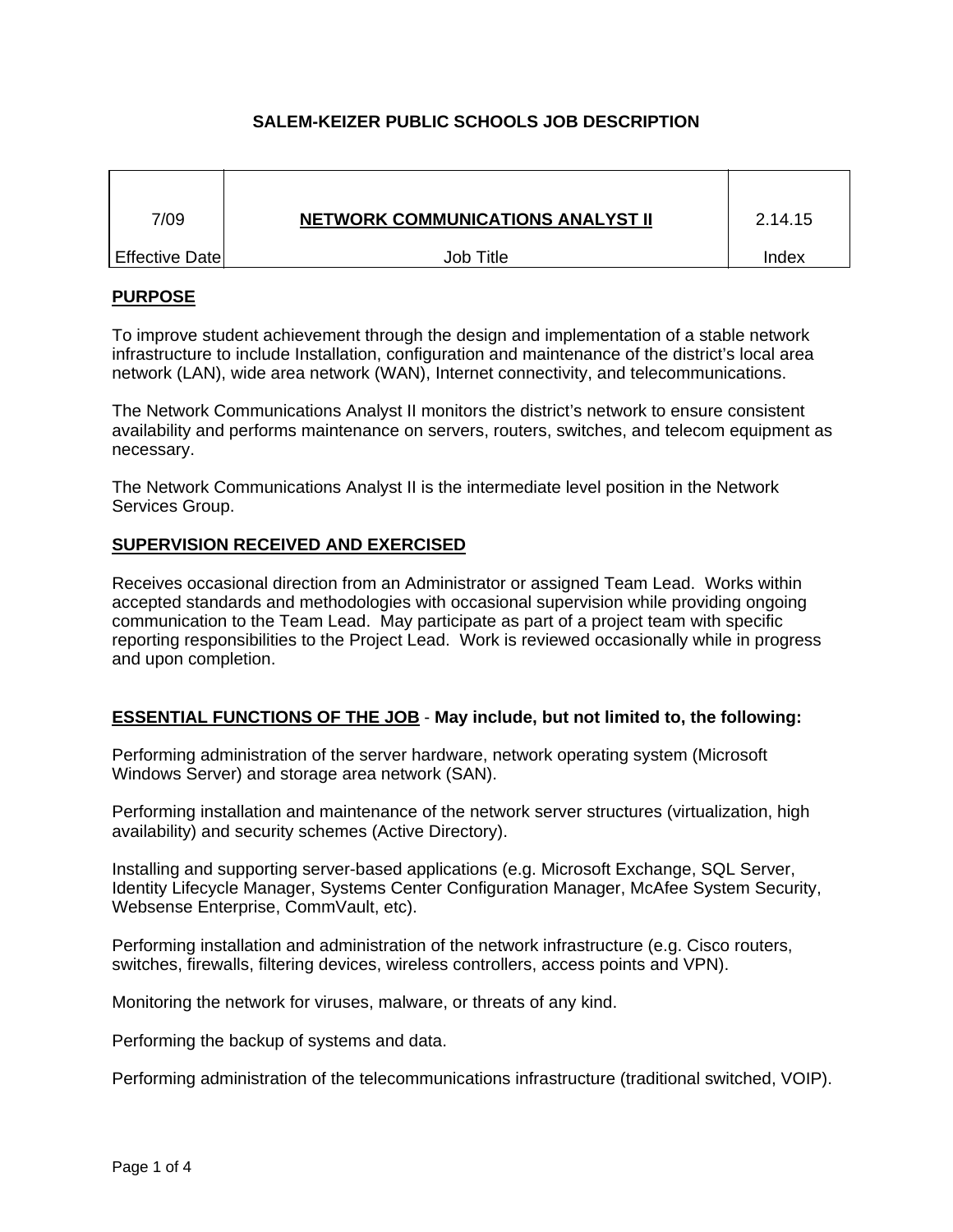# SALEM-KEIZER PUBLIC SCHOOLS JOB DESCRIPTION

| 7/09 | NETWORK COMMUNICATIONS ANALYST II | 2.14.15 |
|---|---|---|
| Effective Date | Job Title | Index |

## PURPOSE

To improve student achievement through the design and implementation of a stable network infrastructure to include Installation, configuration and maintenance of the district's local area network (LAN), wide area network (WAN), Internet connectivity, and telecommunications.

The Network Communications Analyst II monitors the district's network to ensure consistent availability and performs maintenance on servers, routers, switches, and telecom equipment as necessary.

The Network Communications Analyst II is the intermediate level position in the Network Services Group.

## SUPERVISION RECEIVED AND EXERCISED

Receives occasional direction from an Administrator or assigned Team Lead. Works within accepted standards and methodologies with occasional supervision while providing ongoing communication to the Team Lead. May participate as part of a project team with specific reporting responsibilities to the Project Lead. Work is reviewed occasionally while in progress and upon completion.

## ESSENTIAL FUNCTIONS OF THE JOB - **May include, but not limited to, the following:**

Performing administration of the server hardware, network operating system (Microsoft Windows Server) and storage area network (SAN).

Performing installation and maintenance of the network server structures (virtualization, high availability) and security schemes (Active Directory).

Installing and supporting server-based applications (e.g. Microsoft Exchange, SQL Server, Identity Lifecycle Manager, Systems Center Configuration Manager, McAfee System Security, Websense Enterprise, CommVault, etc).

Performing installation and administration of the network infrastructure (e.g. Cisco routers, switches, firewalls, filtering devices, wireless controllers, access points and VPN).

Monitoring the network for viruses, malware, or threats of any kind.

Performing the backup of systems and data.

Performing administration of the telecommunications infrastructure (traditional switched, VOIP).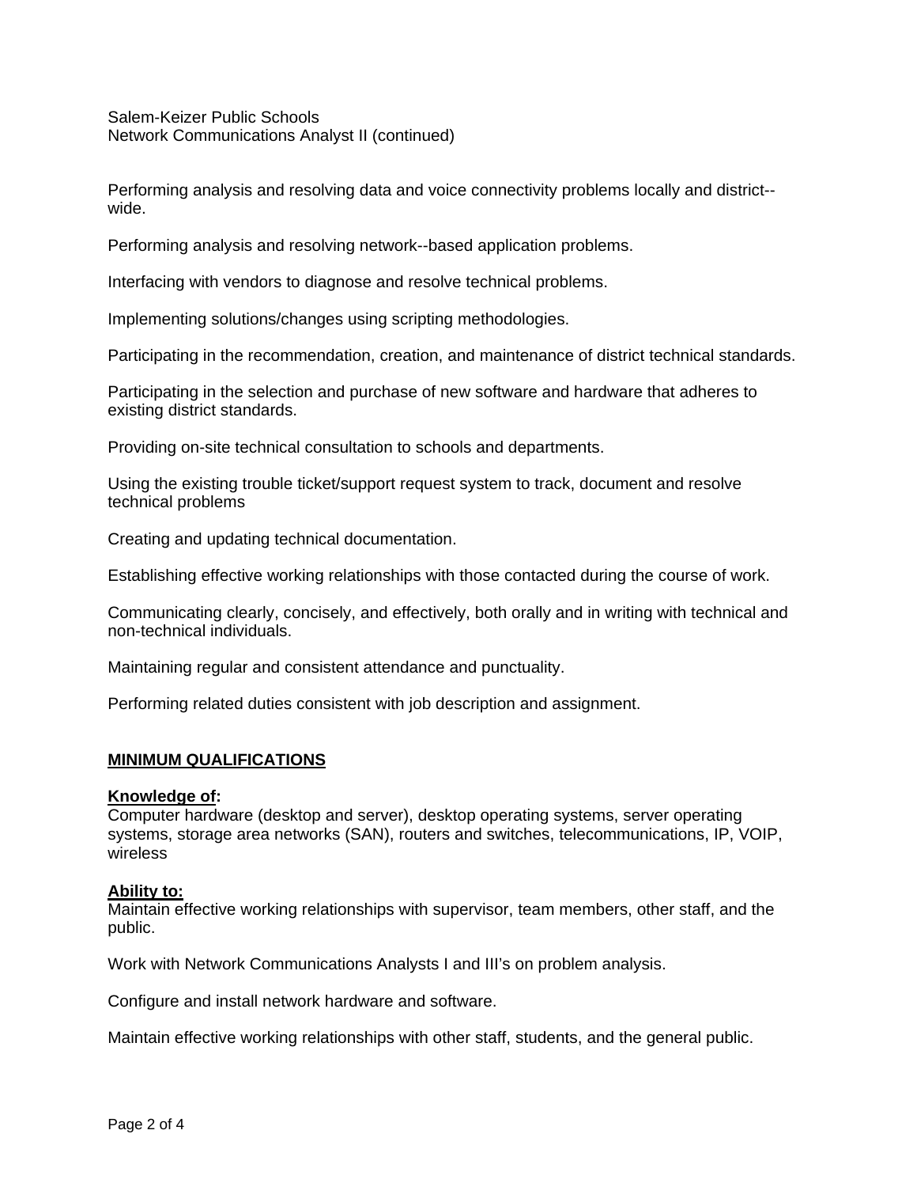Performing analysis and resolving data and voice connectivity problems locally and district--wide.

Performing analysis and resolving network--based application problems.

Interfacing with vendors to diagnose and resolve technical problems.

Implementing solutions/changes using scripting methodologies.

Participating in the recommendation, creation, and maintenance of district technical standards.

Participating in the selection and purchase of new software and hardware that adheres to existing district standards.

Providing on-site technical consultation to schools and departments.

Using the existing trouble ticket/support request system to track, document and resolve technical problems

Creating and updating technical documentation.

Establishing effective working relationships with those contacted during the course of work.

Communicating clearly, concisely, and effectively, both orally and in writing with technical and non-technical individuals.

Maintaining regular and consistent attendance and punctuality.

Performing related duties consistent with job description and assignment.

## MINIMUM QUALIFICATIONS

**Knowledge of:**
Computer hardware (desktop and server), desktop operating systems, server operating systems, storage area networks (SAN), routers and switches, telecommunications, IP, VOIP, wireless

**Ability to:**
Maintain effective working relationships with supervisor, team members, other staff, and the public.

Work with Network Communications Analysts I and III's on problem analysis.

Configure and install network hardware and software.

Maintain effective working relationships with other staff, students, and the general public.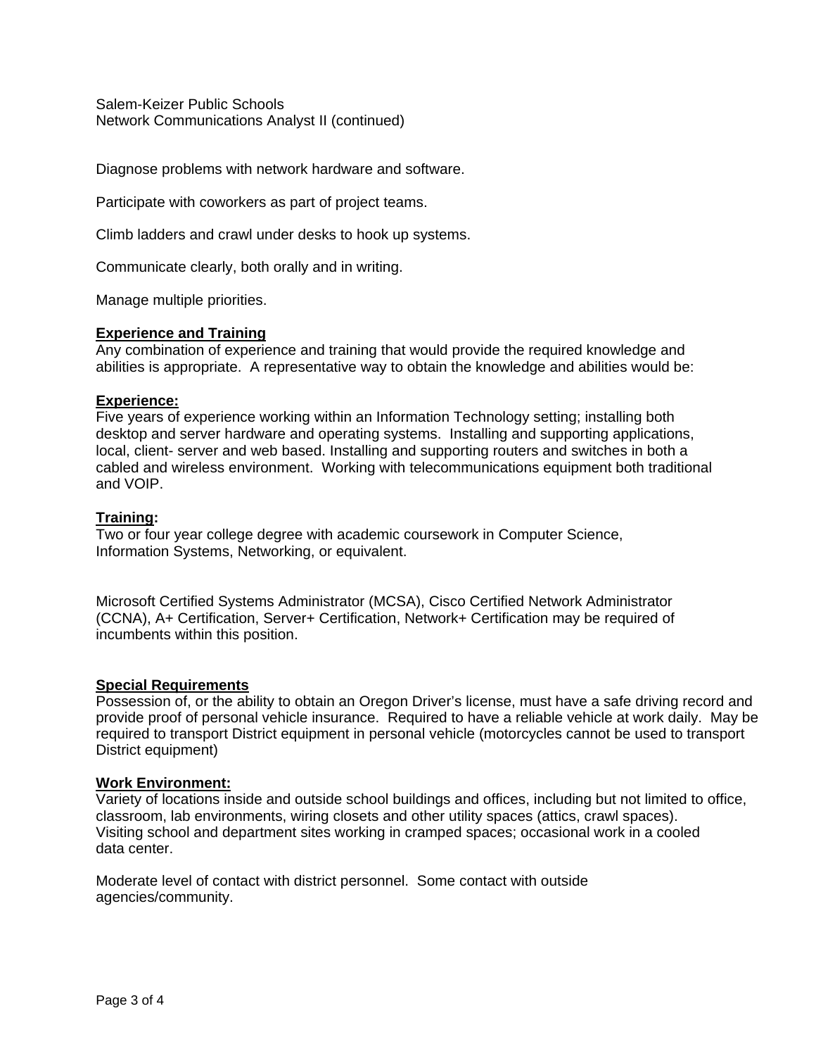Diagnose problems with network hardware and software.

Participate with coworkers as part of project teams.

Climb ladders and crawl under desks to hook up systems.

Communicate clearly, both orally and in writing.

Manage multiple priorities.

**Experience and Training**

Any combination of experience and training that would provide the required knowledge and abilities is appropriate. A representative way to obtain the knowledge and abilities would be:

**Experience:**

Five years of experience working within an Information Technology setting; installing both desktop and server hardware and operating systems. Installing and supporting applications, local, client- server and web based. Installing and supporting routers and switches in both a cabled and wireless environment. Working with telecommunications equipment both traditional and VOIP.

**Training:**

Two or four year college degree with academic coursework in Computer Science, Information Systems, Networking, or equivalent.

Microsoft Certified Systems Administrator (MCSA), Cisco Certified Network Administrator (CCNA), A+ Certification, Server+ Certification, Network+ Certification may be required of incumbents within this position.

**Special Requirements**

Possession of, or the ability to obtain an Oregon Driver's license, must have a safe driving record and provide proof of personal vehicle insurance. Required to have a reliable vehicle at work daily. May be required to transport District equipment in personal vehicle (motorcycles cannot be used to transport District equipment)

**Work Environment:**

Variety of locations inside and outside school buildings and offices, including but not limited to office, classroom, lab environments, wiring closets and other utility spaces (attics, crawl spaces). Visiting school and department sites working in cramped spaces; occasional work in a cooled data center.

Moderate level of contact with district personnel. Some contact with outside agencies/community.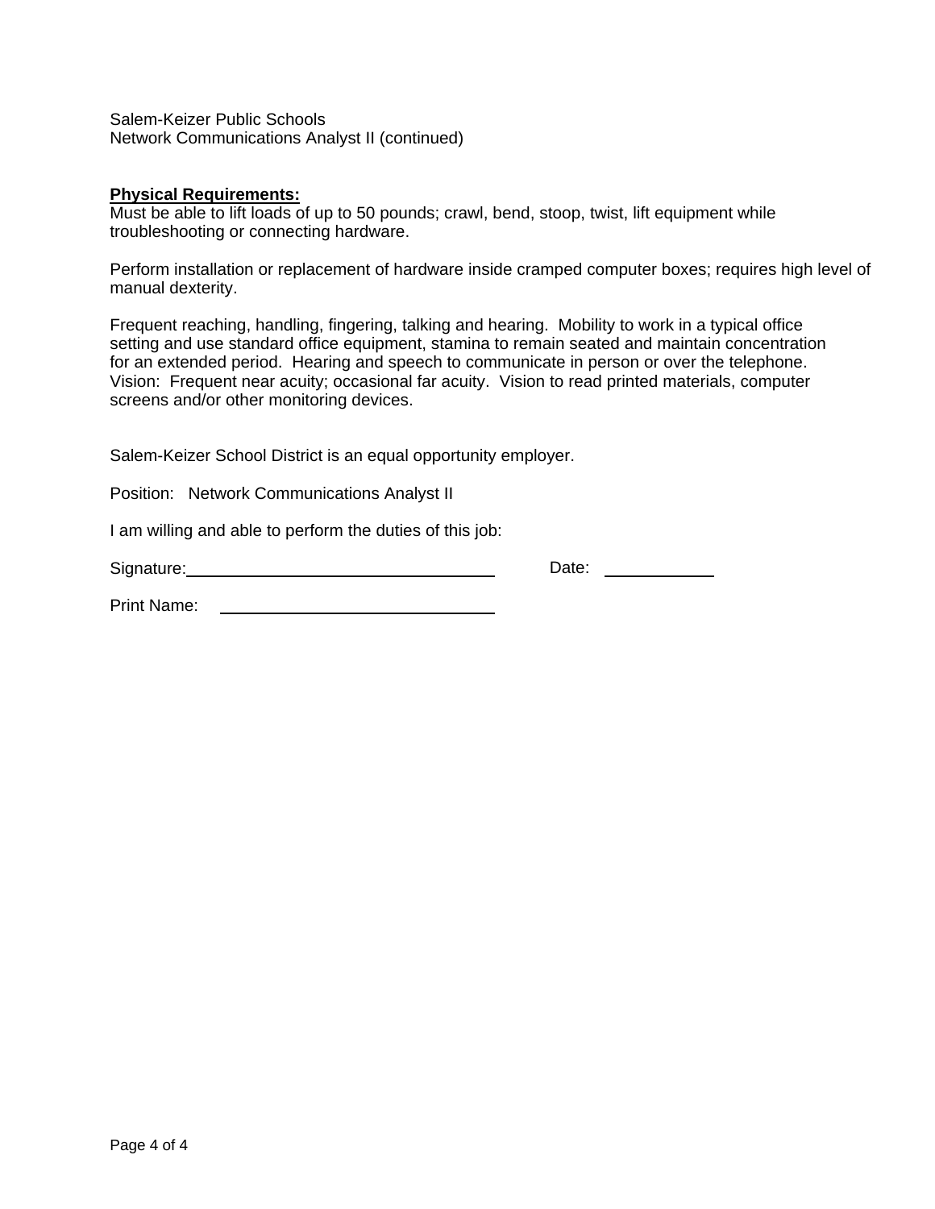Salem-Keizer Public Schools
Network Communications Analyst II (continued)

**Physical Requirements:**

Must be able to lift loads of up to 50 pounds; crawl, bend, stoop, twist, lift equipment while troubleshooting or connecting hardware.

Perform installation or replacement of hardware inside cramped computer boxes; requires high level of manual dexterity.

Frequent reaching, handling, fingering, talking and hearing. Mobility to work in a typical office setting and use standard office equipment, stamina to remain seated and maintain concentration for an extended period. Hearing and speech to communicate in person or over the telephone. Vision: Frequent near acuity; occasional far acuity. Vision to read printed materials, computer screens and/or other monitoring devices.

Salem-Keizer School District is an equal opportunity employer.

Position: Network Communications Analyst II

I am willing and able to perform the duties of this job:

Signature: ______________________________ Date: __________

Print Name: ______________________________